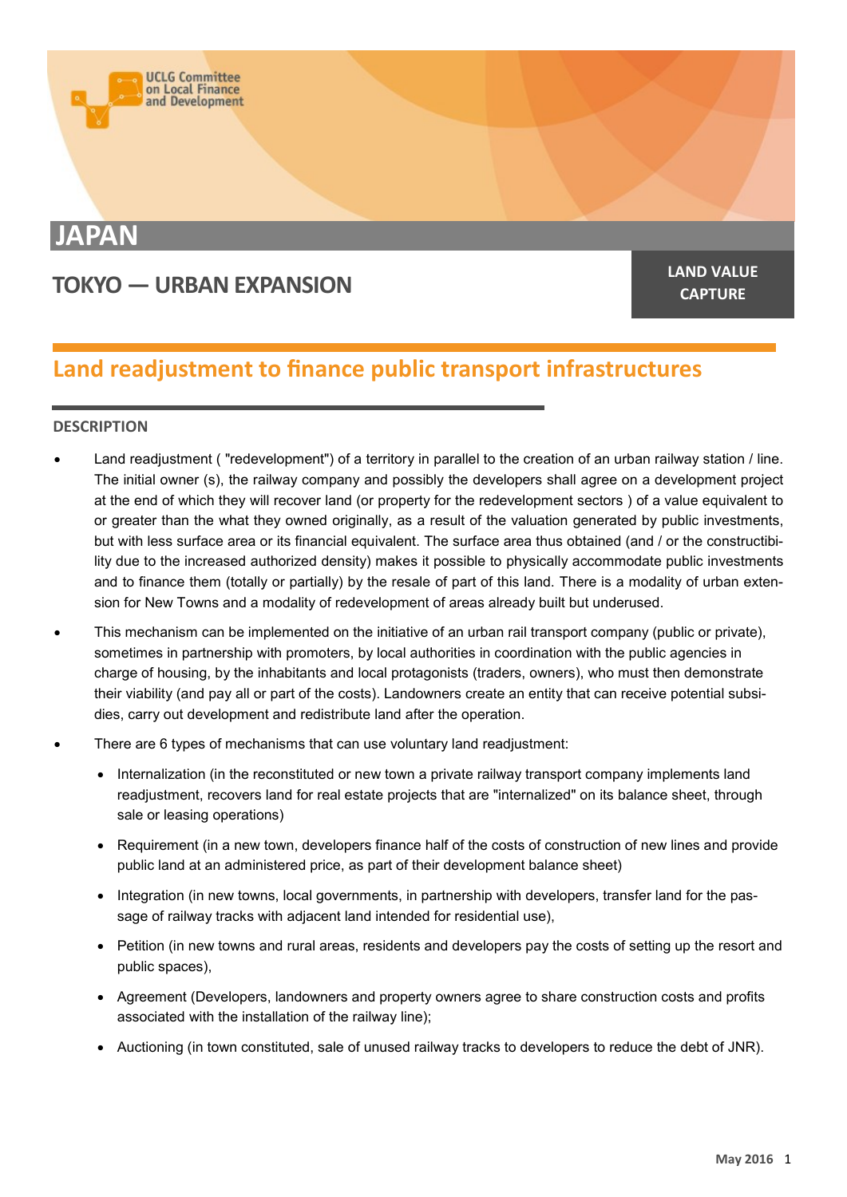UCLG Committee on Local Finance and Development

# JAPAN

## TOKYO — URBAN EXPANSION

**LAND VALUE CAPTURE**

## Land readjustment to finance public transport infrastructures

### DESCRIPTION

- Land readjustment ( "redevelopment") of a territory in parallel to the creation of an urban railway station / line. The initial owner (s), the railway company and possibly the developers shall agree on a development project at the end of which they will recover land (or property for the redevelopment sectors ) of a value equivalent to or greater than the what they owned originally, as a result of the valuation generated by public investments, but with less surface area or its financial equivalent. The surface area thus obtained (and / or the constructibility due to the increased authorized density) makes it possible to physically accommodate public investments and to finance them (totally or partially) by the resale of part of this land. There is a modality of urban extension for New Towns and a modality of redevelopment of areas already built but underused.
- This mechanism can be implemented on the initiative of an urban rail transport company (public or private), sometimes in partnership with promoters, by local authorities in coordination with the public agencies in charge of housing, by the inhabitants and local protagonists (traders, owners), who must then demonstrate their viability (and pay all or part of the costs). Landowners create an entity that can receive potential subsidies, carry out development and redistribute land after the operation.
- There are 6 types of mechanisms that can use voluntary land readjustment:
  - Internalization (in the reconstituted or new town a private railway transport company implements land readjustment, recovers land for real estate projects that are "internalized" on its balance sheet, through sale or leasing operations)
  - Requirement (in a new town, developers finance half of the costs of construction of new lines and provide public land at an administered price, as part of their development balance sheet)
  - Integration (in new towns, local governments, in partnership with developers, transfer land for the passage of railway tracks with adjacent land intended for residential use),
  - Petition (in new towns and rural areas, residents and developers pay the costs of setting up the resort and public spaces),
  - Agreement (Developers, landowners and property owners agree to share construction costs and profits associated with the installation of the railway line);
  - Auctioning (in town constituted, sale of unused railway tracks to developers to reduce the debt of JNR).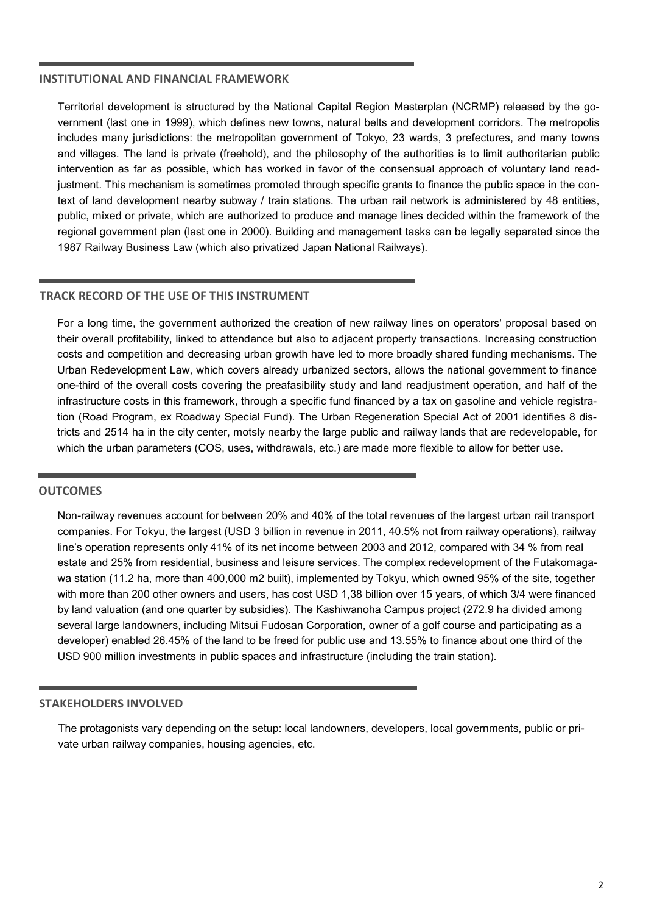## INSTITUTIONAL AND FINANCIAL FRAMEWORK

Territorial development is structured by the National Capital Region Masterplan (NCRMP) released by the government (last one in 1999), which defines new towns, natural belts and development corridors. The metropolis includes many jurisdictions: the metropolitan government of Tokyo, 23 wards, 3 prefectures, and many towns and villages. The land is private (freehold), and the philosophy of the authorities is to limit authoritarian public intervention as far as possible, which has worked in favor of the consensual approach of voluntary land readjustment. This mechanism is sometimes promoted through specific grants to finance the public space in the context of land development nearby subway / train stations. The urban rail network is administered by 48 entities, public, mixed or private, which are authorized to produce and manage lines decided within the framework of the regional government plan (last one in 2000). Building and management tasks can be legally separated since the 1987 Railway Business Law (which also privatized Japan National Railways).

## TRACK RECORD OF THE USE OF THIS INSTRUMENT

For a long time, the government authorized the creation of new railway lines on operators' proposal based on their overall profitability, linked to attendance but also to adjacent property transactions. Increasing construction costs and competition and decreasing urban growth have led to more broadly shared funding mechanisms. The Urban Redevelopment Law, which covers already urbanized sectors, allows the national government to finance one-third of the overall costs covering the preafasibility study and land readjustment operation, and half of the infrastructure costs in this framework, through a specific fund financed by a tax on gasoline and vehicle registration (Road Program, ex Roadway Special Fund). The Urban Regeneration Special Act of 2001 identifies 8 districts and 2514 ha in the city center, motsly nearby the large public and railway lands that are redevelopable, for which the urban parameters (COS, uses, withdrawals, etc.) are made more flexible to allow for better use.

## OUTCOMES

Non-railway revenues account for between 20% and 40% of the total revenues of the largest urban rail transport companies. For Tokyu, the largest (USD 3 billion in revenue in 2011, 40.5% not from railway operations), railway line's operation represents only 41% of its net income between 2003 and 2012, compared with 34 % from real estate and 25% from residential, business and leisure services. The complex redevelopment of the Futakomagawa station (11.2 ha, more than 400,000 m2 built), implemented by Tokyu, which owned 95% of the site, together with more than 200 other owners and users, has cost USD 1,38 billion over 15 years, of which 3/4 were financed by land valuation (and one quarter by subsidies). The Kashiwanoha Campus project (272.9 ha divided among several large landowners, including Mitsui Fudosan Corporation, owner of a golf course and participating as a developer) enabled 26.45% of the land to be freed for public use and 13.55% to finance about one third of the USD 900 million investments in public spaces and infrastructure (including the train station).

## STAKEHOLDERS INVOLVED

The protagonists vary depending on the setup: local landowners, developers, local governments, public or private urban railway companies, housing agencies, etc.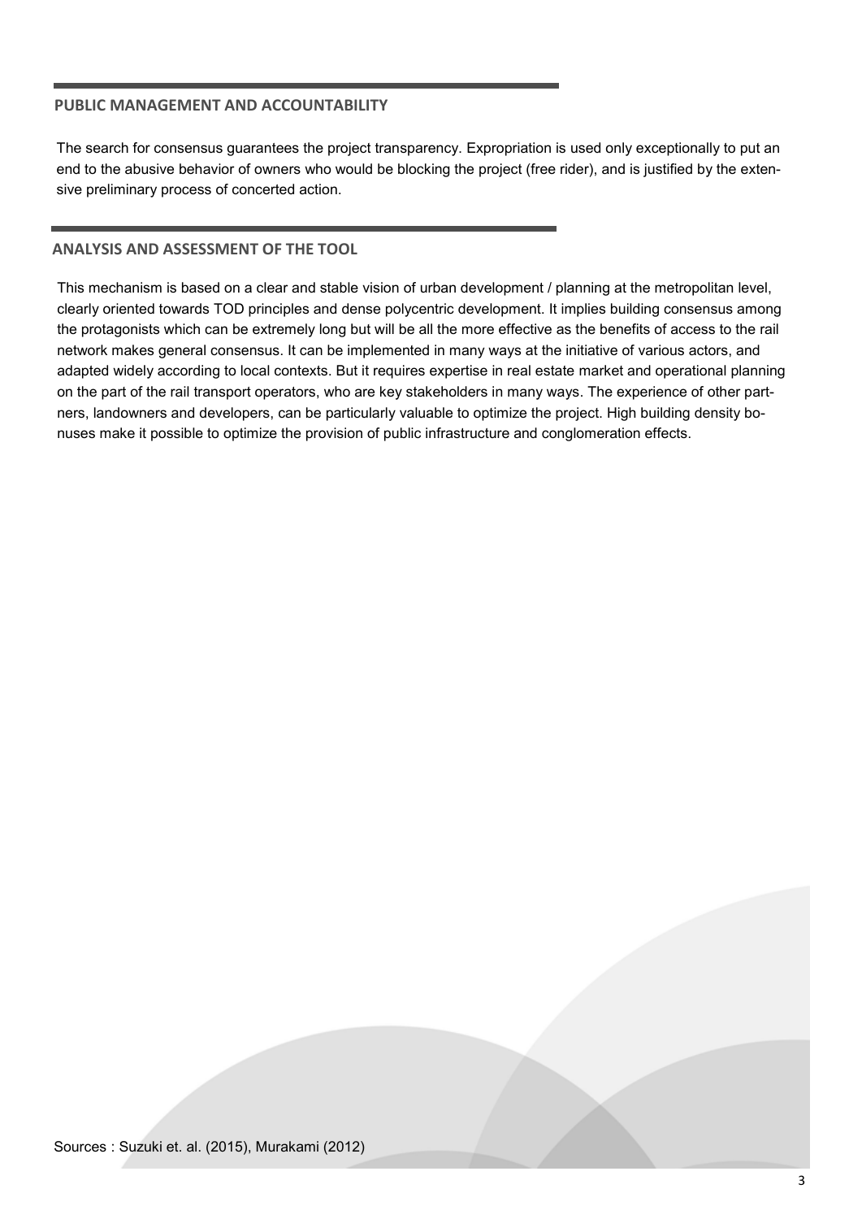## PUBLIC MANAGEMENT AND ACCOUNTABILITY

The search for consensus guarantees the project transparency. Expropriation is used only exceptionally to put an end to the abusive behavior of owners who would be blocking the project (free rider), and is justified by the extensive preliminary process of concerted action.

## ANALYSIS AND ASSESSMENT OF THE TOOL

This mechanism is based on a clear and stable vision of urban development / planning at the metropolitan level, clearly oriented towards TOD principles and dense polycentric development. It implies building consensus among the protagonists which can be extremely long but will be all the more effective as the benefits of access to the rail network makes general consensus. It can be implemented in many ways at the initiative of various actors, and adapted widely according to local contexts. But it requires expertise in real estate market and operational planning on the part of the rail transport operators, who are key stakeholders in many ways. The experience of other partners, landowners and developers, can be particularly valuable to optimize the project. High building density bonuses make it possible to optimize the provision of public infrastructure and conglomeration effects.

Sources : Suzuki et. al. (2015), Murakami (2012)